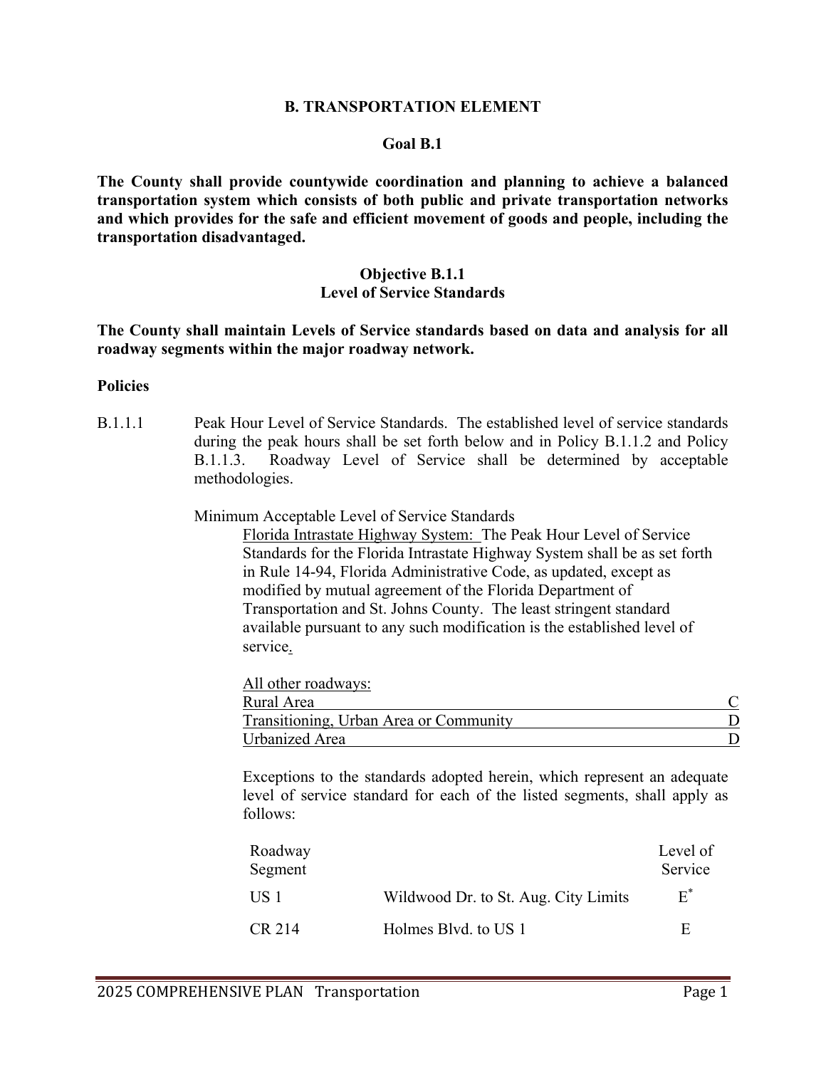# B. TRANSPORTATION ELEMENT

## Goal B.1

**The County shall provide countywide coordination and planning to achieve a balanced transportation system which consists of both public and private transportation networks and which provides for the safe and efficient movement of goods and people, including the transportation disadvantaged.**

### Objective B.1.1
### Level of Service Standards

**The County shall maintain Levels of Service standards based on data and analysis for all roadway segments within the major roadway network.**

**Policies**

B.1.1.1 Peak Hour Level of Service Standards. The established level of service standards during the peak hours shall be set forth below and in Policy B.1.1.2 and Policy B.1.1.3. Roadway Level of Service shall be determined by acceptable methodologies.

Minimum Acceptable Level of Service Standards

Florida Intrastate Highway System: The Peak Hour Level of Service Standards for the Florida Intrastate Highway System shall be as set forth in Rule 14-94, Florida Administrative Code, as updated, except as modified by mutual agreement of the Florida Department of Transportation and St. Johns County. The least stringent standard available pursuant to any such modification is the established level of service.

All other roadways:

| Area | Level of Service |
|---|---|
| Rural Area | C |
| Transitioning, Urban Area or Community | D |
| Urbanized Area | D |

Exceptions to the standards adopted herein, which represent an adequate level of service standard for each of the listed segments, shall apply as follows:

| Roadway Segment | | Level of Service |
|---|---|---|
| US 1 | Wildwood Dr. to St. Aug. City Limits | E* |
| CR 214 | Holmes Blvd. to US 1 | E |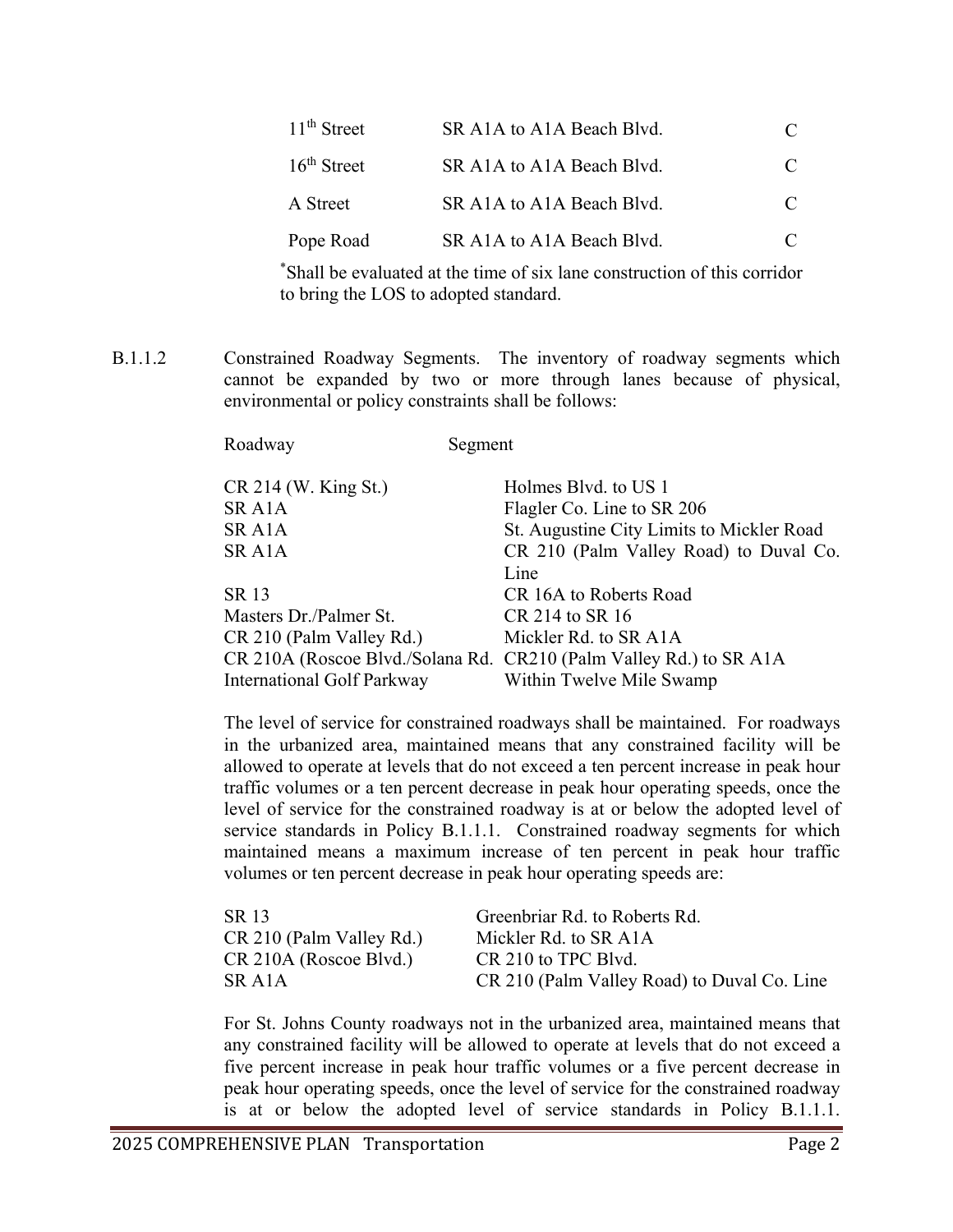| | | |
|---|---|---|
| 11th Street | SR A1A to A1A Beach Blvd. | C |
| 16th Street | SR A1A to A1A Beach Blvd. | C |
| A Street | SR A1A to A1A Beach Blvd. | C |
| Pope Road | SR A1A to A1A Beach Blvd. | C |

*Shall be evaluated at the time of six lane construction of this corridor to bring the LOS to adopted standard.

B.1.1.2 Constrained Roadway Segments. The inventory of roadway segments which cannot be expanded by two or more through lanes because of physical, environmental or policy constraints shall be follows:

| Roadway | Segment |
|---|---|
| CR 214 (W. King St.) | Holmes Blvd. to US 1 |
| SR A1A | Flagler Co. Line to SR 206 |
| SR A1A | St. Augustine City Limits to Mickler Road |
| SR A1A | CR 210 (Palm Valley Road) to Duval Co. Line |
| SR 13 | CR 16A to Roberts Road |
| Masters Dr./Palmer St. | CR 214 to SR 16 |
| CR 210 (Palm Valley Rd.) | Mickler Rd. to SR A1A |
| CR 210A (Roscoe Blvd./Solana Rd. | CR210 (Palm Valley Rd.) to SR A1A |
| International Golf Parkway | Within Twelve Mile Swamp |

The level of service for constrained roadways shall be maintained. For roadways in the urbanized area, maintained means that any constrained facility will be allowed to operate at levels that do not exceed a ten percent increase in peak hour traffic volumes or a ten percent decrease in peak hour operating speeds, once the level of service for the constrained roadway is at or below the adopted level of service standards in Policy B.1.1.1. Constrained roadway segments for which maintained means a maximum increase of ten percent in peak hour traffic volumes or ten percent decrease in peak hour operating speeds are:

| | |
|---|---|
| SR 13 | Greenbriar Rd. to Roberts Rd. |
| CR 210 (Palm Valley Rd.) | Mickler Rd. to SR A1A |
| CR 210A (Roscoe Blvd.) | CR 210 to TPC Blvd. |
| SR A1A | CR 210 (Palm Valley Road) to Duval Co. Line |

For St. Johns County roadways not in the urbanized area, maintained means that any constrained facility will be allowed to operate at levels that do not exceed a five percent increase in peak hour traffic volumes or a five percent decrease in peak hour operating speeds, once the level of service for the constrained roadway is at or below the adopted level of service standards in Policy B.1.1.1.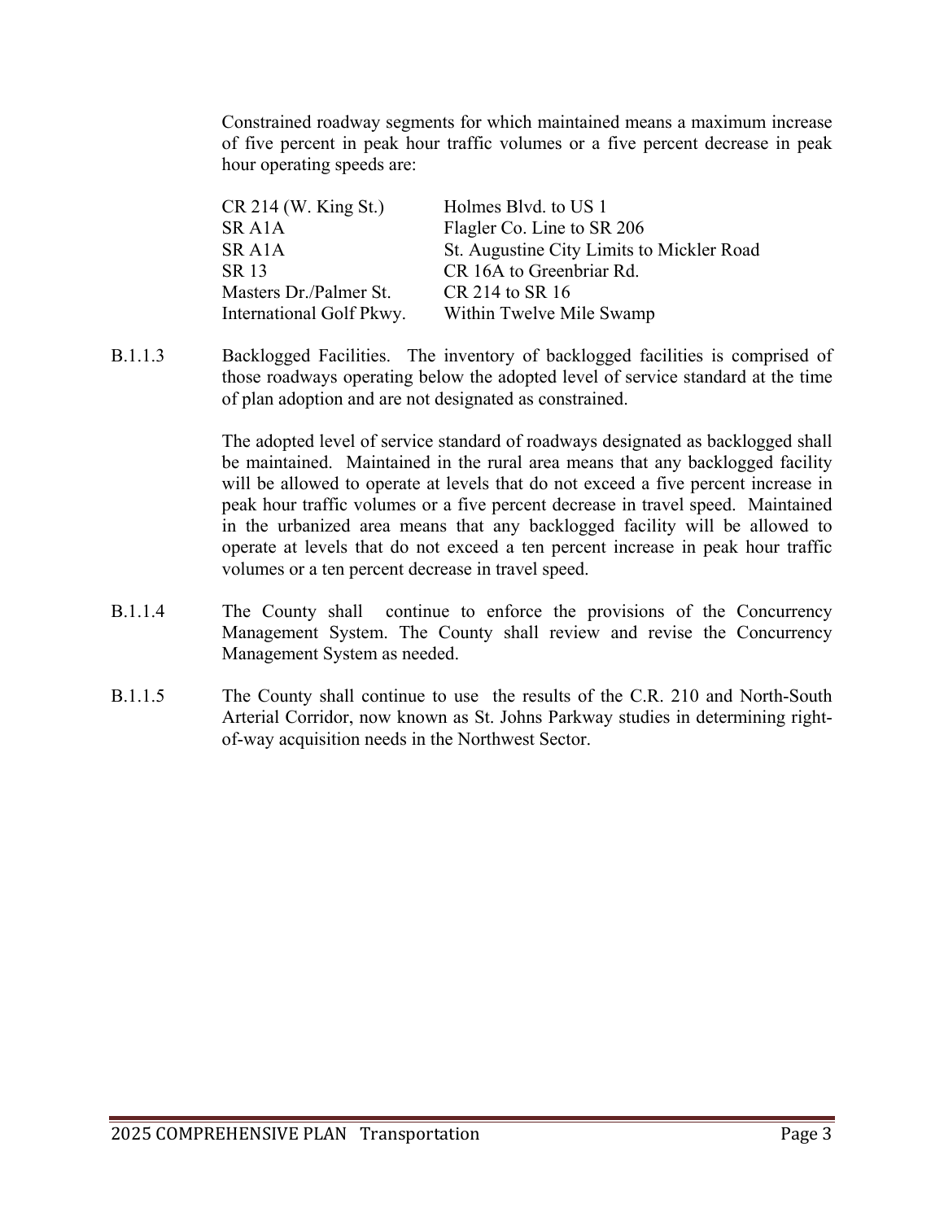Constrained roadway segments for which maintained means a maximum increase of five percent in peak hour traffic volumes or a five percent decrease in peak hour operating speeds are:

| | |
|---|---|
| CR 214 (W. King St.) | Holmes Blvd. to US 1 |
| SR A1A | Flagler Co. Line to SR 206 |
| SR A1A | St. Augustine City Limits to Mickler Road |
| SR 13 | CR 16A to Greenbriar Rd. |
| Masters Dr./Palmer St. | CR 214 to SR 16 |
| International Golf Pkwy. | Within Twelve Mile Swamp |

B.1.1.3 Backlogged Facilities. The inventory of backlogged facilities is comprised of those roadways operating below the adopted level of service standard at the time of plan adoption and are not designated as constrained.

The adopted level of service standard of roadways designated as backlogged shall be maintained. Maintained in the rural area means that any backlogged facility will be allowed to operate at levels that do not exceed a five percent increase in peak hour traffic volumes or a five percent decrease in travel speed. Maintained in the urbanized area means that any backlogged facility will be allowed to operate at levels that do not exceed a ten percent increase in peak hour traffic volumes or a ten percent decrease in travel speed.

B.1.1.4 The County shall continue to enforce the provisions of the Concurrency Management System. The County shall review and revise the Concurrency Management System as needed.

B.1.1.5 The County shall continue to use the results of the C.R. 210 and North-South Arterial Corridor, now known as St. Johns Parkway studies in determining right-of-way acquisition needs in the Northwest Sector.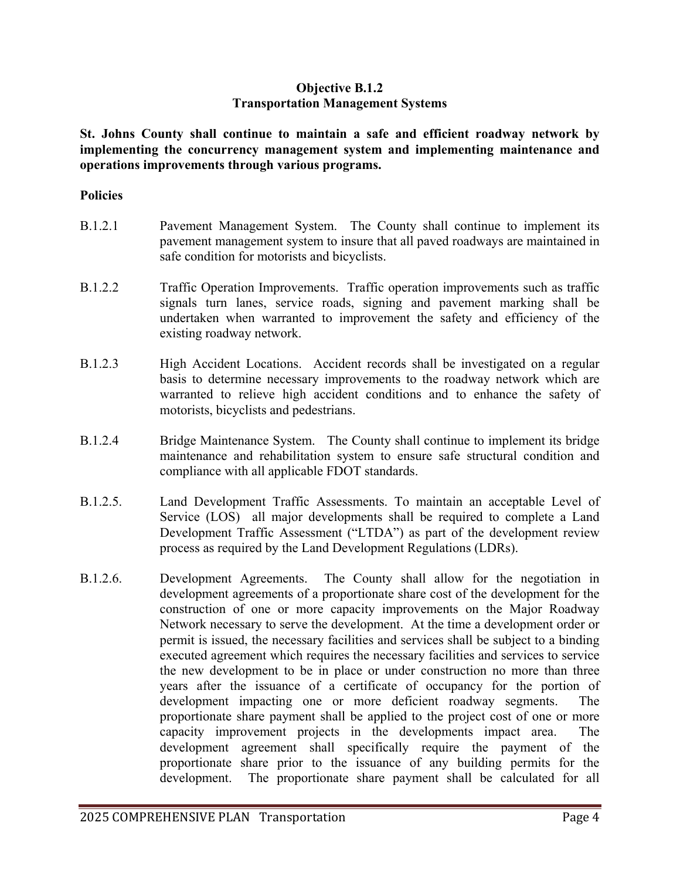**Objective B.1.2**
**Transportation Management Systems**

**St. Johns County shall continue to maintain a safe and efficient roadway network by implementing the concurrency management system and implementing maintenance and operations improvements through various programs.**

**Policies**

B.1.2.1 Pavement Management System. The County shall continue to implement its pavement management system to insure that all paved roadways are maintained in safe condition for motorists and bicyclists.

B.1.2.2 Traffic Operation Improvements. Traffic operation improvements such as traffic signals turn lanes, service roads, signing and pavement marking shall be undertaken when warranted to improvement the safety and efficiency of the existing roadway network.

B.1.2.3 High Accident Locations. Accident records shall be investigated on a regular basis to determine necessary improvements to the roadway network which are warranted to relieve high accident conditions and to enhance the safety of motorists, bicyclists and pedestrians.

B.1.2.4 Bridge Maintenance System. The County shall continue to implement its bridge maintenance and rehabilitation system to ensure safe structural condition and compliance with all applicable FDOT standards.

B.1.2.5. Land Development Traffic Assessments. To maintain an acceptable Level of Service (LOS) all major developments shall be required to complete a Land Development Traffic Assessment ("LTDA") as part of the development review process as required by the Land Development Regulations (LDRs).

B.1.2.6. Development Agreements. The County shall allow for the negotiation in development agreements of a proportionate share cost of the development for the construction of one or more capacity improvements on the Major Roadway Network necessary to serve the development. At the time a development order or permit is issued, the necessary facilities and services shall be subject to a binding executed agreement which requires the necessary facilities and services to service the new development to be in place or under construction no more than three years after the issuance of a certificate of occupancy for the portion of development impacting one or more deficient roadway segments. The proportionate share payment shall be applied to the project cost of one or more capacity improvement projects in the developments impact area. The development agreement shall specifically require the payment of the proportionate share prior to the issuance of any building permits for the development. The proportionate share payment shall be calculated for all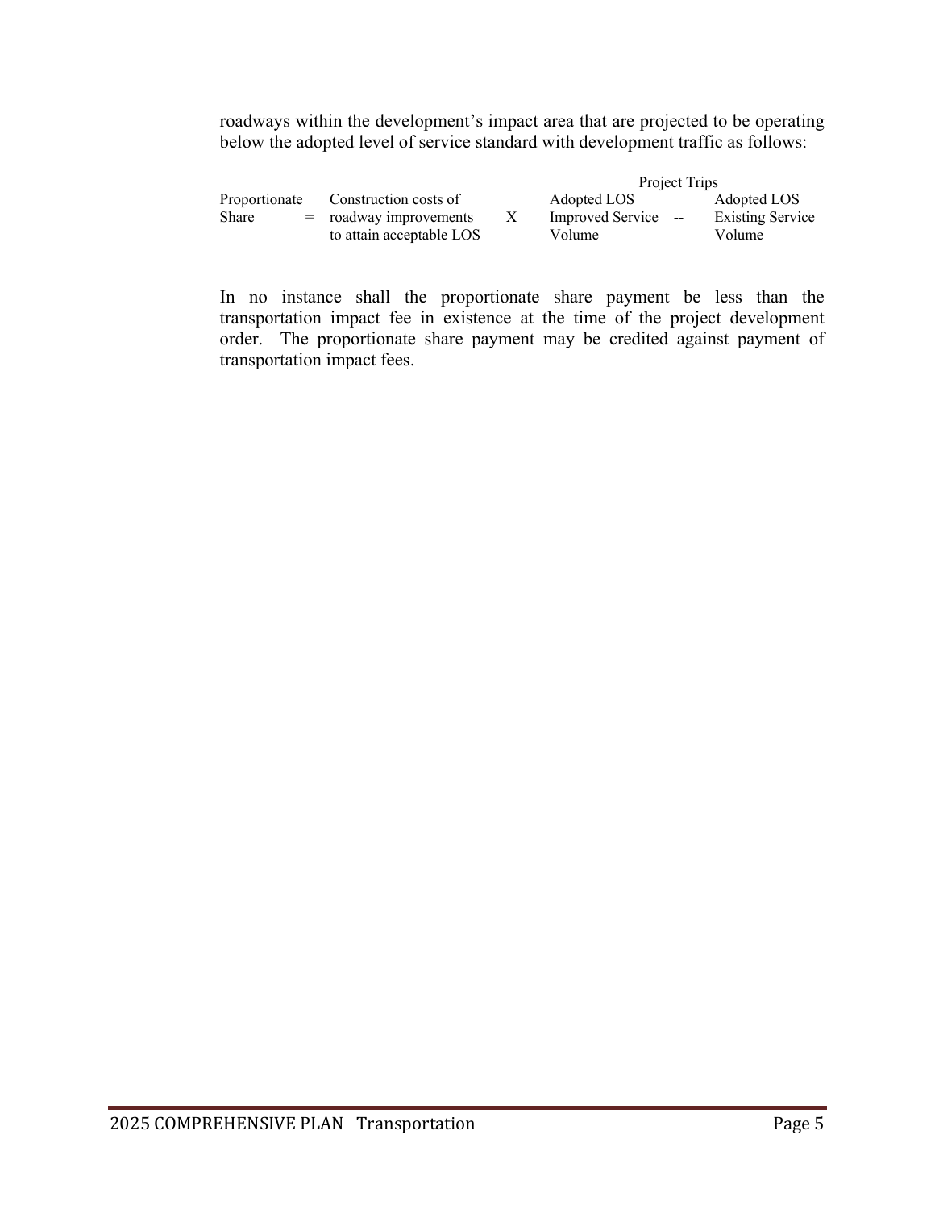roadways within the development's impact area that are projected to be operating below the adopted level of service standard with development traffic as follows:

$$\text{Proportionate Share} = \text{Construction costs of roadway improvements to attain acceptable LOS} \times \frac{\text{Project Trips}}{\text{Adopted LOS Improved Service Volume} - \text{Adopted LOS Existing Service Volume}}$$

In no instance shall the proportionate share payment be less than the transportation impact fee in existence at the time of the project development order. The proportionate share payment may be credited against payment of transportation impact fees.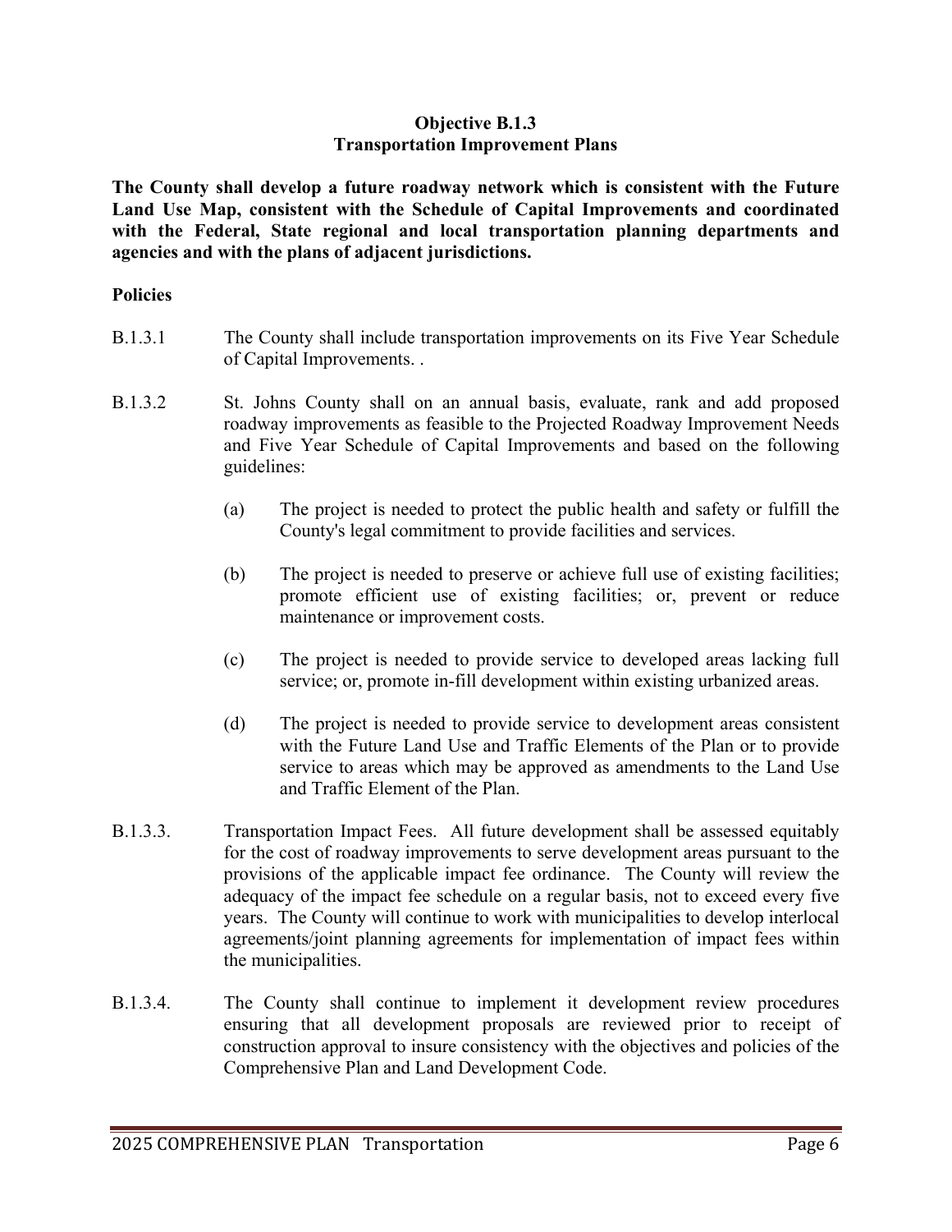## Objective B.1.3
## Transportation Improvement Plans

**The County shall develop a future roadway network which is consistent with the Future Land Use Map, consistent with the Schedule of Capital Improvements and coordinated with the Federal, State regional and local transportation planning departments and agencies and with the plans of adjacent jurisdictions.**

**Policies**

B.1.3.1 The County shall include transportation improvements on its Five Year Schedule of Capital Improvements. .

B.1.3.2 St. Johns County shall on an annual basis, evaluate, rank and add proposed roadway improvements as feasible to the Projected Roadway Improvement Needs and Five Year Schedule of Capital Improvements and based on the following guidelines:

(a) The project is needed to protect the public health and safety or fulfill the County's legal commitment to provide facilities and services.

(b) The project is needed to preserve or achieve full use of existing facilities; promote efficient use of existing facilities; or, prevent or reduce maintenance or improvement costs.

(c) The project is needed to provide service to developed areas lacking full service; or, promote in-fill development within existing urbanized areas.

(d) The project is needed to provide service to development areas consistent with the Future Land Use and Traffic Elements of the Plan or to provide service to areas which may be approved as amendments to the Land Use and Traffic Element of the Plan.

B.1.3.3. Transportation Impact Fees. All future development shall be assessed equitably for the cost of roadway improvements to serve development areas pursuant to the provisions of the applicable impact fee ordinance. The County will review the adequacy of the impact fee schedule on a regular basis, not to exceed every five years. The County will continue to work with municipalities to develop interlocal agreements/joint planning agreements for implementation of impact fees within the municipalities.

B.1.3.4. The County shall continue to implement it development review procedures ensuring that all development proposals are reviewed prior to receipt of construction approval to insure consistency with the objectives and policies of the Comprehensive Plan and Land Development Code.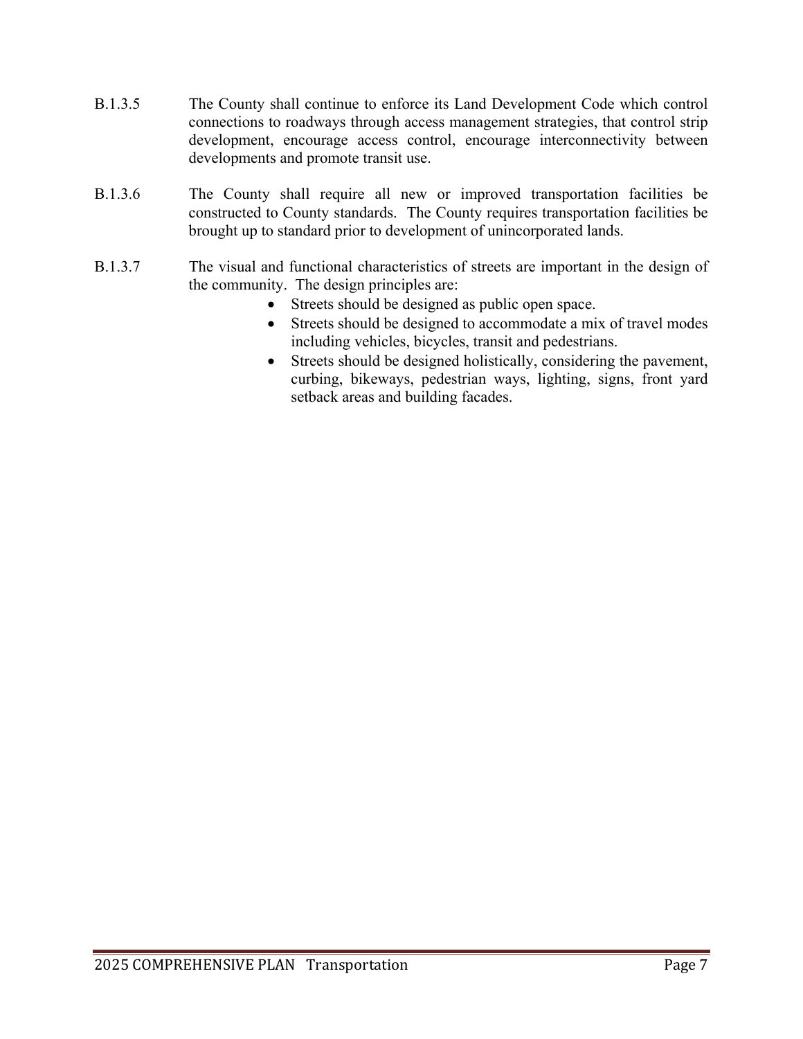B.1.3.5 The County shall continue to enforce its Land Development Code which control connections to roadways through access management strategies, that control strip development, encourage access control, encourage interconnectivity between developments and promote transit use.

B.1.3.6 The County shall require all new or improved transportation facilities be constructed to County standards. The County requires transportation facilities be brought up to standard prior to development of unincorporated lands.

B.1.3.7 The visual and functional characteristics of streets are important in the design of the community. The design principles are:

- Streets should be designed as public open space.
- Streets should be designed to accommodate a mix of travel modes including vehicles, bicycles, transit and pedestrians.
- Streets should be designed holistically, considering the pavement, curbing, bikeways, pedestrian ways, lighting, signs, front yard setback areas and building facades.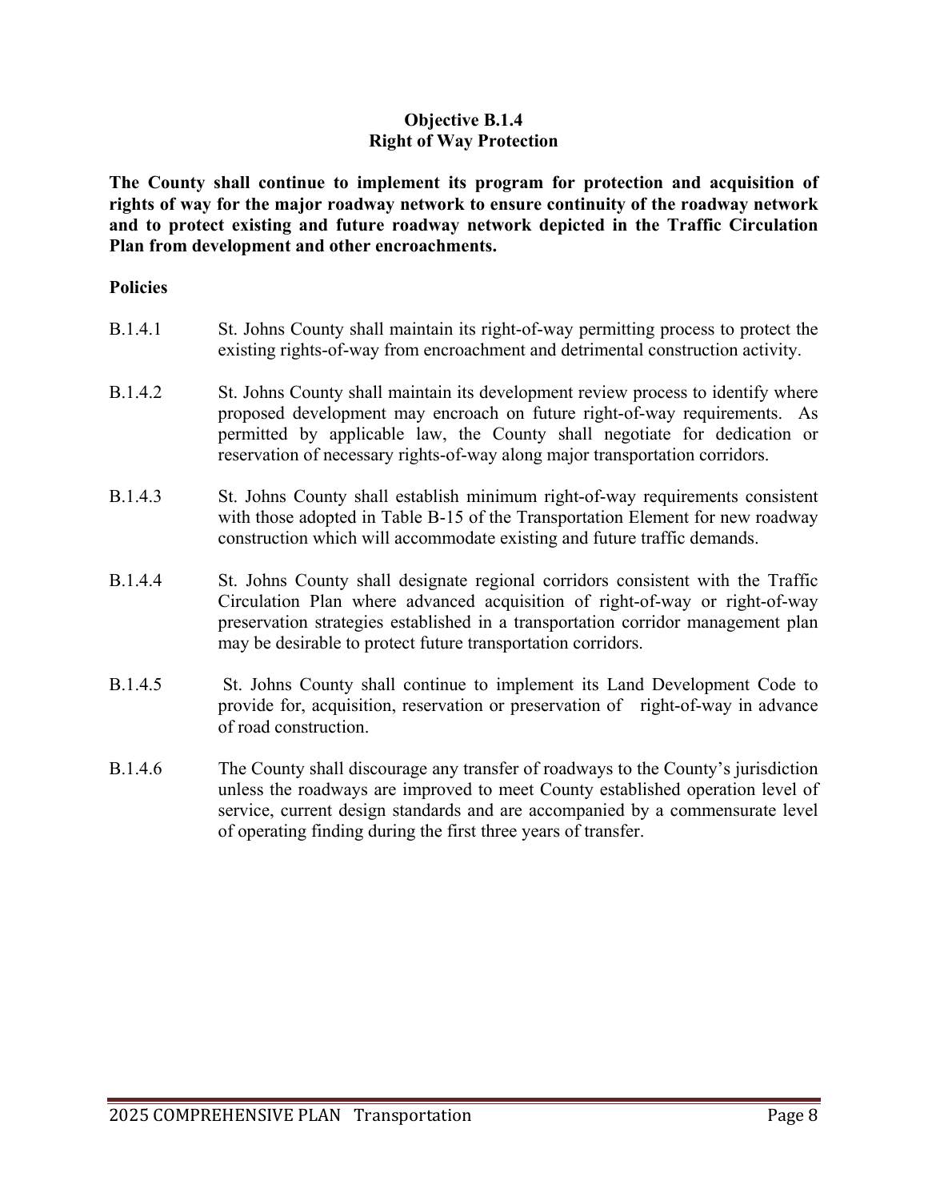### Objective B.1.4
### Right of Way Protection

**The County shall continue to implement its program for protection and acquisition of rights of way for the major roadway network to ensure continuity of the roadway network and to protect existing and future roadway network depicted in the Traffic Circulation Plan from development and other encroachments.**

**Policies**

B.1.4.1 St. Johns County shall maintain its right-of-way permitting process to protect the existing rights-of-way from encroachment and detrimental construction activity.

B.1.4.2 St. Johns County shall maintain its development review process to identify where proposed development may encroach on future right-of-way requirements. As permitted by applicable law, the County shall negotiate for dedication or reservation of necessary rights-of-way along major transportation corridors.

B.1.4.3 St. Johns County shall establish minimum right-of-way requirements consistent with those adopted in Table B-15 of the Transportation Element for new roadway construction which will accommodate existing and future traffic demands.

B.1.4.4 St. Johns County shall designate regional corridors consistent with the Traffic Circulation Plan where advanced acquisition of right-of-way or right-of-way preservation strategies established in a transportation corridor management plan may be desirable to protect future transportation corridors.

B.1.4.5 St. Johns County shall continue to implement its Land Development Code to provide for, acquisition, reservation or preservation of right-of-way in advance of road construction.

B.1.4.6 The County shall discourage any transfer of roadways to the County's jurisdiction unless the roadways are improved to meet County established operation level of service, current design standards and are accompanied by a commensurate level of operating finding during the first three years of transfer.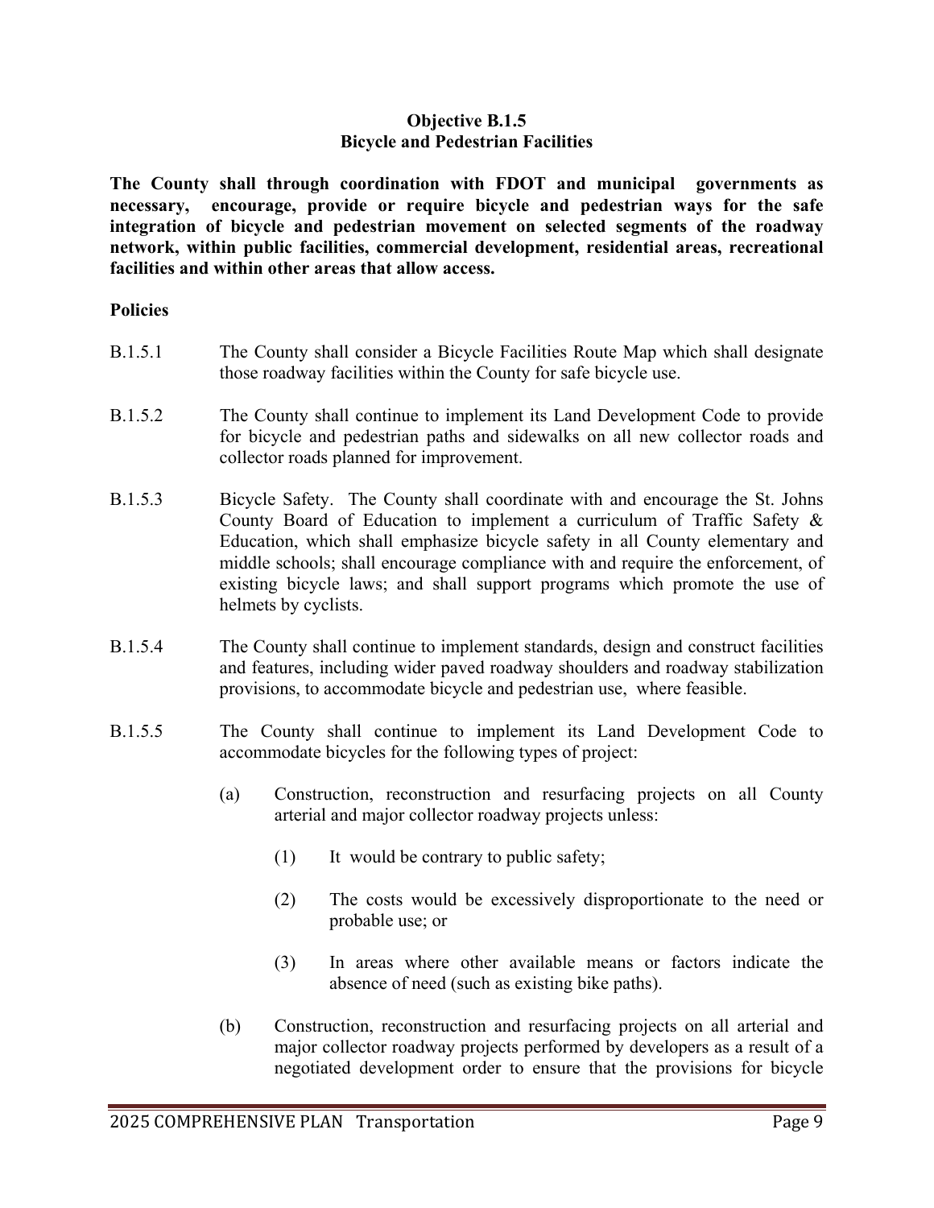**Objective B.1.5**
**Bicycle and Pedestrian Facilities**

**The County shall through coordination with FDOT and municipal governments as necessary, encourage, provide or require bicycle and pedestrian ways for the safe integration of bicycle and pedestrian movement on selected segments of the roadway network, within public facilities, commercial development, residential areas, recreational facilities and within other areas that allow access.**

**Policies**

B.1.5.1 The County shall consider a Bicycle Facilities Route Map which shall designate those roadway facilities within the County for safe bicycle use.

B.1.5.2 The County shall continue to implement its Land Development Code to provide for bicycle and pedestrian paths and sidewalks on all new collector roads and collector roads planned for improvement.

B.1.5.3 Bicycle Safety. The County shall coordinate with and encourage the St. Johns County Board of Education to implement a curriculum of Traffic Safety & Education, which shall emphasize bicycle safety in all County elementary and middle schools; shall encourage compliance with and require the enforcement, of existing bicycle laws; and shall support programs which promote the use of helmets by cyclists.

B.1.5.4 The County shall continue to implement standards, design and construct facilities and features, including wider paved roadway shoulders and roadway stabilization provisions, to accommodate bicycle and pedestrian use, where feasible.

B.1.5.5 The County shall continue to implement its Land Development Code to accommodate bicycles for the following types of project:

(a) Construction, reconstruction and resurfacing projects on all County arterial and major collector roadway projects unless:

(1) It would be contrary to public safety;

(2) The costs would be excessively disproportionate to the need or probable use; or

(3) In areas where other available means or factors indicate the absence of need (such as existing bike paths).

(b) Construction, reconstruction and resurfacing projects on all arterial and major collector roadway projects performed by developers as a result of a negotiated development order to ensure that the provisions for bicycle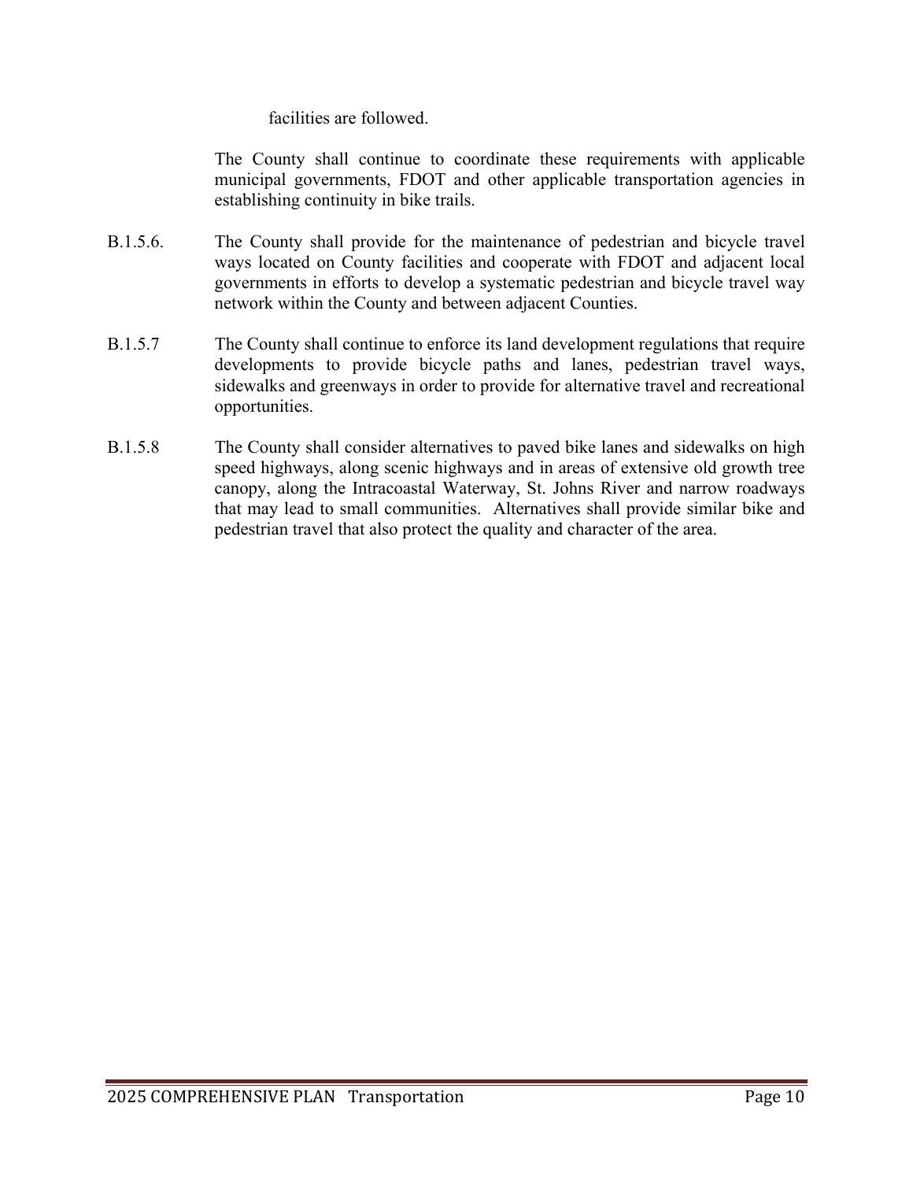facilities are followed.

The County shall continue to coordinate these requirements with applicable municipal governments, FDOT and other applicable transportation agencies in establishing continuity in bike trails.

B.1.5.6. The County shall provide for the maintenance of pedestrian and bicycle travel ways located on County facilities and cooperate with FDOT and adjacent local governments in efforts to develop a systematic pedestrian and bicycle travel way network within the County and between adjacent Counties.

B.1.5.7 The County shall continue to enforce its land development regulations that require developments to provide bicycle paths and lanes, pedestrian travel ways, sidewalks and greenways in order to provide for alternative travel and recreational opportunities.

B.1.5.8 The County shall consider alternatives to paved bike lanes and sidewalks on high speed highways, along scenic highways and in areas of extensive old growth tree canopy, along the Intracoastal Waterway, St. Johns River and narrow roadways that may lead to small communities. Alternatives shall provide similar bike and pedestrian travel that also protect the quality and character of the area.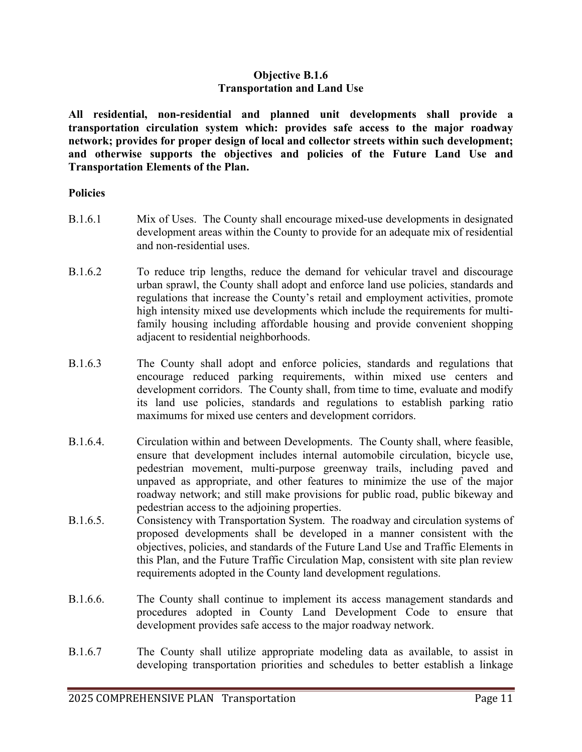**Objective B.1.6**
**Transportation and Land Use**

**All residential, non-residential and planned unit developments shall provide a transportation circulation system which: provides safe access to the major roadway network; provides for proper design of local and collector streets within such development; and otherwise supports the objectives and policies of the Future Land Use and Transportation Elements of the Plan.**

**Policies**

B.1.6.1 Mix of Uses. The County shall encourage mixed-use developments in designated development areas within the County to provide for an adequate mix of residential and non-residential uses.

B.1.6.2 To reduce trip lengths, reduce the demand for vehicular travel and discourage urban sprawl, the County shall adopt and enforce land use policies, standards and regulations that increase the County's retail and employment activities, promote high intensity mixed use developments which include the requirements for multi-family housing including affordable housing and provide convenient shopping adjacent to residential neighborhoods.

B.1.6.3 The County shall adopt and enforce policies, standards and regulations that encourage reduced parking requirements, within mixed use centers and development corridors. The County shall, from time to time, evaluate and modify its land use policies, standards and regulations to establish parking ratio maximums for mixed use centers and development corridors.

B.1.6.4. Circulation within and between Developments. The County shall, where feasible, ensure that development includes internal automobile circulation, bicycle use, pedestrian movement, multi-purpose greenway trails, including paved and unpaved as appropriate, and other features to minimize the use of the major roadway network; and still make provisions for public road, public bikeway and pedestrian access to the adjoining properties.

B.1.6.5. Consistency with Transportation System. The roadway and circulation systems of proposed developments shall be developed in a manner consistent with the objectives, policies, and standards of the Future Land Use and Traffic Elements in this Plan, and the Future Traffic Circulation Map, consistent with site plan review requirements adopted in the County land development regulations.

B.1.6.6. The County shall continue to implement its access management standards and procedures adopted in County Land Development Code to ensure that development provides safe access to the major roadway network.

B.1.6.7 The County shall utilize appropriate modeling data as available, to assist in developing transportation priorities and schedules to better establish a linkage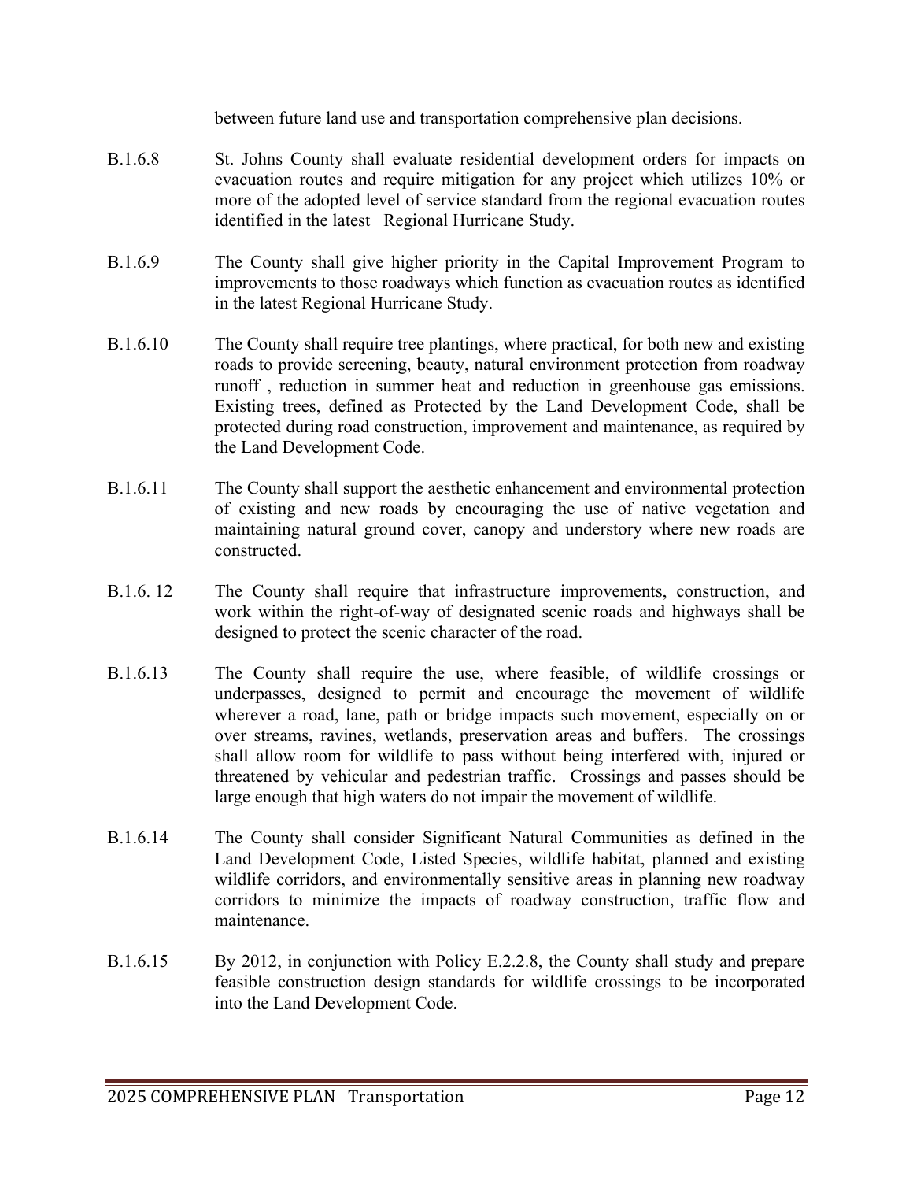between future land use and transportation comprehensive plan decisions.

B.1.6.8 St. Johns County shall evaluate residential development orders for impacts on evacuation routes and require mitigation for any project which utilizes 10% or more of the adopted level of service standard from the regional evacuation routes identified in the latest Regional Hurricane Study.

B.1.6.9 The County shall give higher priority in the Capital Improvement Program to improvements to those roadways which function as evacuation routes as identified in the latest Regional Hurricane Study.

B.1.6.10 The County shall require tree plantings, where practical, for both new and existing roads to provide screening, beauty, natural environment protection from roadway runoff , reduction in summer heat and reduction in greenhouse gas emissions. Existing trees, defined as Protected by the Land Development Code, shall be protected during road construction, improvement and maintenance, as required by the Land Development Code.

B.1.6.11 The County shall support the aesthetic enhancement and environmental protection of existing and new roads by encouraging the use of native vegetation and maintaining natural ground cover, canopy and understory where new roads are constructed.

B.1.6. 12 The County shall require that infrastructure improvements, construction, and work within the right-of-way of designated scenic roads and highways shall be designed to protect the scenic character of the road.

B.1.6.13 The County shall require the use, where feasible, of wildlife crossings or underpasses, designed to permit and encourage the movement of wildlife wherever a road, lane, path or bridge impacts such movement, especially on or over streams, ravines, wetlands, preservation areas and buffers. The crossings shall allow room for wildlife to pass without being interfered with, injured or threatened by vehicular and pedestrian traffic. Crossings and passes should be large enough that high waters do not impair the movement of wildlife.

B.1.6.14 The County shall consider Significant Natural Communities as defined in the Land Development Code, Listed Species, wildlife habitat, planned and existing wildlife corridors, and environmentally sensitive areas in planning new roadway corridors to minimize the impacts of roadway construction, traffic flow and maintenance.

B.1.6.15 By 2012, in conjunction with Policy E.2.2.8, the County shall study and prepare feasible construction design standards for wildlife crossings to be incorporated into the Land Development Code.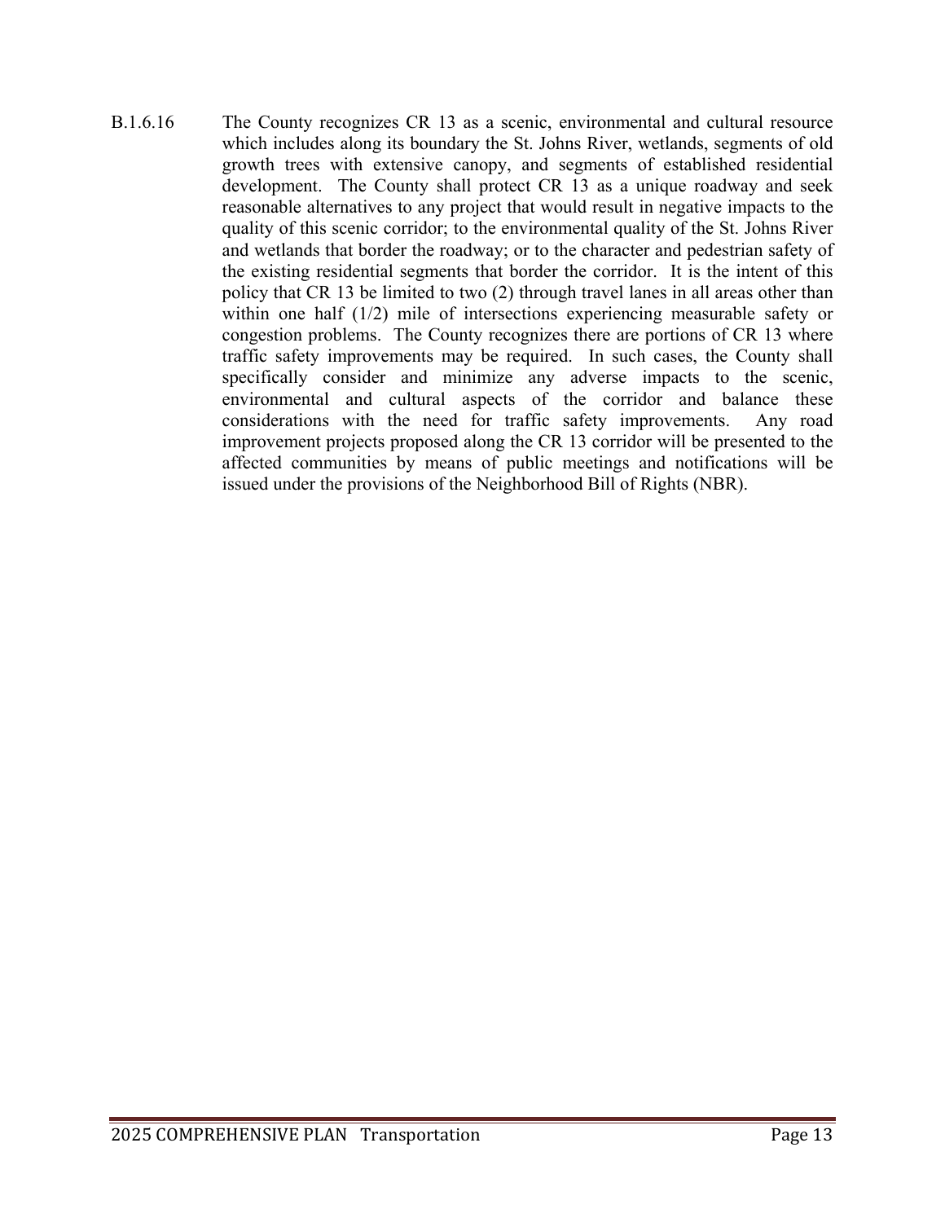B.1.6.16 The County recognizes CR 13 as a scenic, environmental and cultural resource which includes along its boundary the St. Johns River, wetlands, segments of old growth trees with extensive canopy, and segments of established residential development. The County shall protect CR 13 as a unique roadway and seek reasonable alternatives to any project that would result in negative impacts to the quality of this scenic corridor; to the environmental quality of the St. Johns River and wetlands that border the roadway; or to the character and pedestrian safety of the existing residential segments that border the corridor. It is the intent of this policy that CR 13 be limited to two (2) through travel lanes in all areas other than within one half (1/2) mile of intersections experiencing measurable safety or congestion problems. The County recognizes there are portions of CR 13 where traffic safety improvements may be required. In such cases, the County shall specifically consider and minimize any adverse impacts to the scenic, environmental and cultural aspects of the corridor and balance these considerations with the need for traffic safety improvements. Any road improvement projects proposed along the CR 13 corridor will be presented to the affected communities by means of public meetings and notifications will be issued under the provisions of the Neighborhood Bill of Rights (NBR).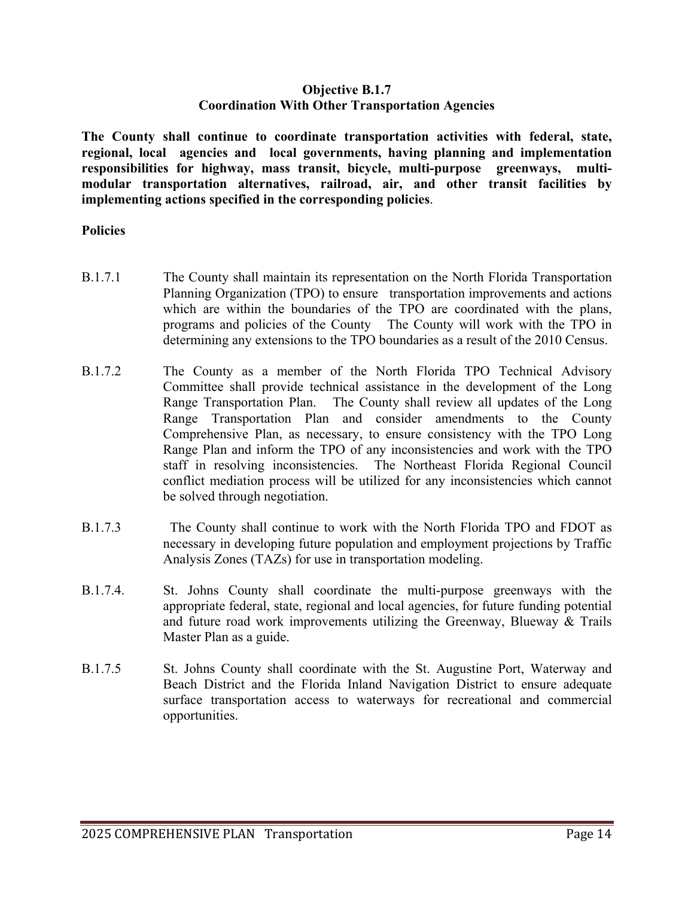**Objective B.1.7**
**Coordination With Other Transportation Agencies**

**The County shall continue to coordinate transportation activities with federal, state, regional, local agencies and local governments, having planning and implementation responsibilities for highway, mass transit, bicycle, multi-purpose greenways, multi-modular transportation alternatives, railroad, air, and other transit facilities by implementing actions specified in the corresponding policies**.

**Policies**

B.1.7.1 The County shall maintain its representation on the North Florida Transportation Planning Organization (TPO) to ensure transportation improvements and actions which are within the boundaries of the TPO are coordinated with the plans, programs and policies of the County The County will work with the TPO in determining any extensions to the TPO boundaries as a result of the 2010 Census.

B.1.7.2 The County as a member of the North Florida TPO Technical Advisory Committee shall provide technical assistance in the development of the Long Range Transportation Plan. The County shall review all updates of the Long Range Transportation Plan and consider amendments to the County Comprehensive Plan, as necessary, to ensure consistency with the TPO Long Range Plan and inform the TPO of any inconsistencies and work with the TPO staff in resolving inconsistencies. The Northeast Florida Regional Council conflict mediation process will be utilized for any inconsistencies which cannot be solved through negotiation.

B.1.7.3 The County shall continue to work with the North Florida TPO and FDOT as necessary in developing future population and employment projections by Traffic Analysis Zones (TAZs) for use in transportation modeling.

B.1.7.4. St. Johns County shall coordinate the multi-purpose greenways with the appropriate federal, state, regional and local agencies, for future funding potential and future road work improvements utilizing the Greenway, Blueway & Trails Master Plan as a guide.

B.1.7.5 St. Johns County shall coordinate with the St. Augustine Port, Waterway and Beach District and the Florida Inland Navigation District to ensure adequate surface transportation access to waterways for recreational and commercial opportunities.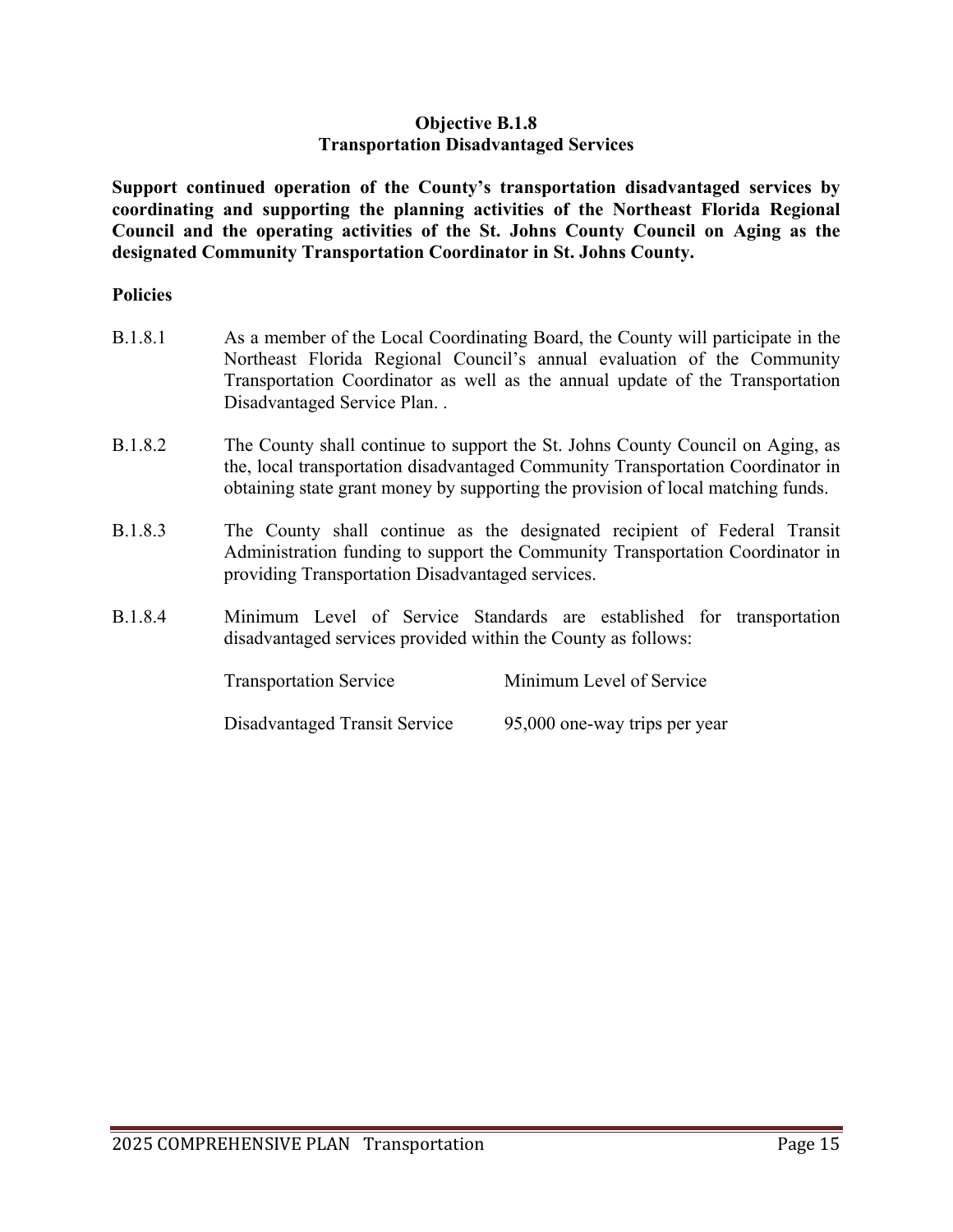### Objective B.1.8
### Transportation Disadvantaged Services

**Support continued operation of the County's transportation disadvantaged services by coordinating and supporting the planning activities of the Northeast Florida Regional Council and the operating activities of the St. Johns County Council on Aging as the designated Community Transportation Coordinator in St. Johns County.**

**Policies**

B.1.8.1 As a member of the Local Coordinating Board, the County will participate in the Northeast Florida Regional Council's annual evaluation of the Community Transportation Coordinator as well as the annual update of the Transportation Disadvantaged Service Plan. .

B.1.8.2 The County shall continue to support the St. Johns County Council on Aging, as the, local transportation disadvantaged Community Transportation Coordinator in obtaining state grant money by supporting the provision of local matching funds.

B.1.8.3 The County shall continue as the designated recipient of Federal Transit Administration funding to support the Community Transportation Coordinator in providing Transportation Disadvantaged services.

B.1.8.4 Minimum Level of Service Standards are established for transportation disadvantaged services provided within the County as follows:

| Transportation Service | Minimum Level of Service |
|---|---|
| Disadvantaged Transit Service | 95,000 one-way trips per year |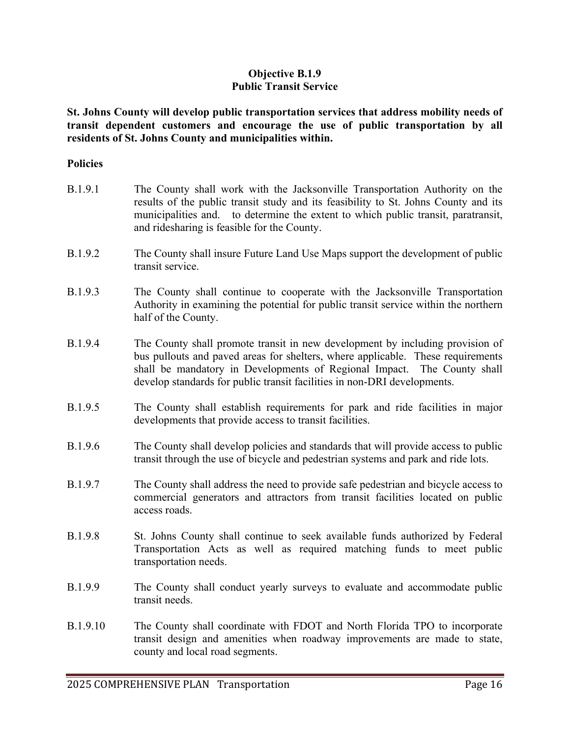## Objective B.1.9
## Public Transit Service

**St. Johns County will develop public transportation services that address mobility needs of transit dependent customers and encourage the use of public transportation by all residents of St. Johns County and municipalities within.**

**Policies**

B.1.9.1 The County shall work with the Jacksonville Transportation Authority on the results of the public transit study and its feasibility to St. Johns County and its municipalities and. to determine the extent to which public transit, paratransit, and ridesharing is feasible for the County.

B.1.9.2 The County shall insure Future Land Use Maps support the development of public transit service.

B.1.9.3 The County shall continue to cooperate with the Jacksonville Transportation Authority in examining the potential for public transit service within the northern half of the County.

B.1.9.4 The County shall promote transit in new development by including provision of bus pullouts and paved areas for shelters, where applicable. These requirements shall be mandatory in Developments of Regional Impact. The County shall develop standards for public transit facilities in non-DRI developments.

B.1.9.5 The County shall establish requirements for park and ride facilities in major developments that provide access to transit facilities.

B.1.9.6 The County shall develop policies and standards that will provide access to public transit through the use of bicycle and pedestrian systems and park and ride lots.

B.1.9.7 The County shall address the need to provide safe pedestrian and bicycle access to commercial generators and attractors from transit facilities located on public access roads.

B.1.9.8 St. Johns County shall continue to seek available funds authorized by Federal Transportation Acts as well as required matching funds to meet public transportation needs.

B.1.9.9 The County shall conduct yearly surveys to evaluate and accommodate public transit needs.

B.1.9.10 The County shall coordinate with FDOT and North Florida TPO to incorporate transit design and amenities when roadway improvements are made to state, county and local road segments.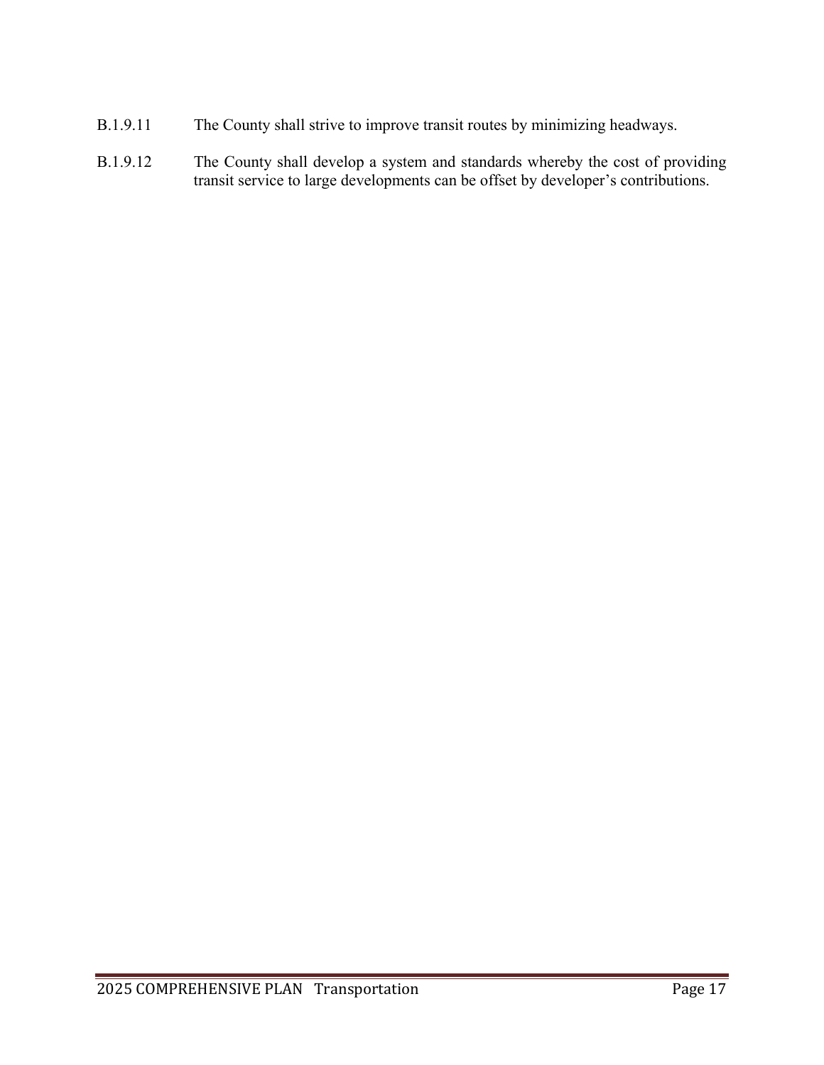B.1.9.11 The County shall strive to improve transit routes by minimizing headways.

B.1.9.12 The County shall develop a system and standards whereby the cost of providing transit service to large developments can be offset by developer's contributions.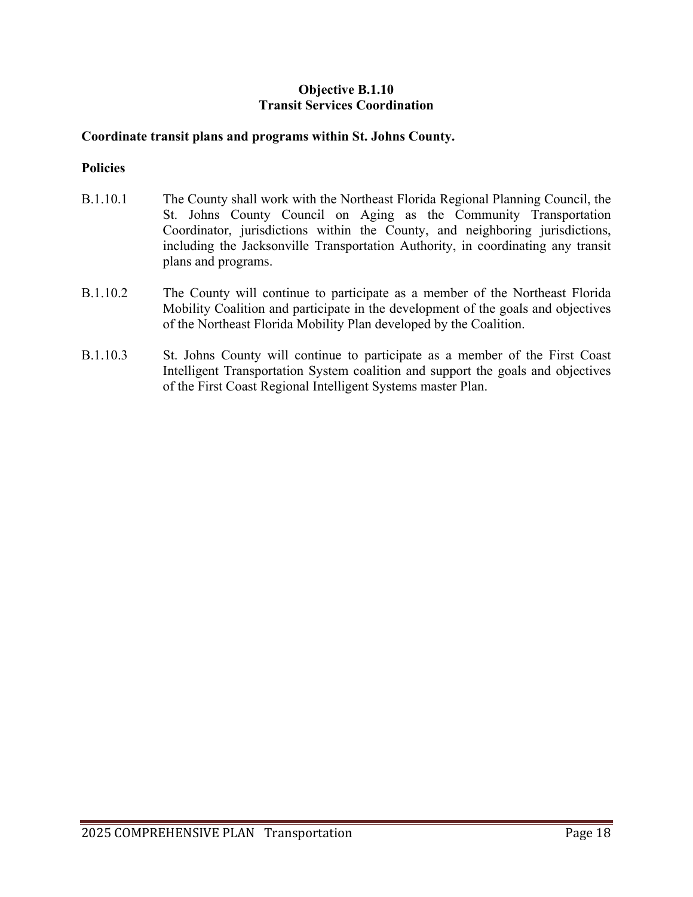### Objective B.1.10
### Transit Services Coordination

**Coordinate transit plans and programs within St. Johns County.**

**Policies**

B.1.10.1 The County shall work with the Northeast Florida Regional Planning Council, the St. Johns County Council on Aging as the Community Transportation Coordinator, jurisdictions within the County, and neighboring jurisdictions, including the Jacksonville Transportation Authority, in coordinating any transit plans and programs.

B.1.10.2 The County will continue to participate as a member of the Northeast Florida Mobility Coalition and participate in the development of the goals and objectives of the Northeast Florida Mobility Plan developed by the Coalition.

B.1.10.3 St. Johns County will continue to participate as a member of the First Coast Intelligent Transportation System coalition and support the goals and objectives of the First Coast Regional Intelligent Systems master Plan.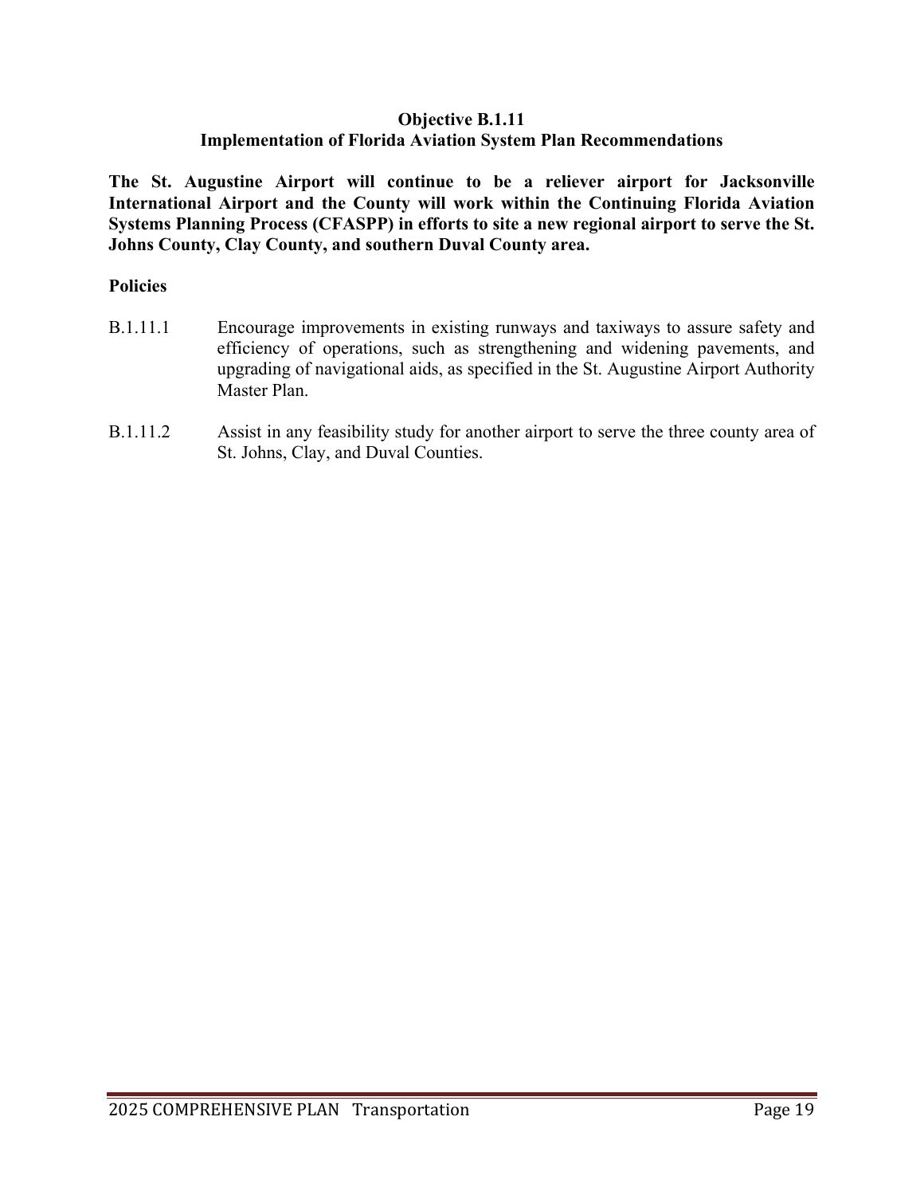### Objective B.1.11
### Implementation of Florida Aviation System Plan Recommendations

**The St. Augustine Airport will continue to be a reliever airport for Jacksonville International Airport and the County will work within the Continuing Florida Aviation Systems Planning Process (CFASPP) in efforts to site a new regional airport to serve the St. Johns County, Clay County, and southern Duval County area.**

**Policies**

B.1.11.1 Encourage improvements in existing runways and taxiways to assure safety and efficiency of operations, such as strengthening and widening pavements, and upgrading of navigational aids, as specified in the St. Augustine Airport Authority Master Plan.

B.1.11.2 Assist in any feasibility study for another airport to serve the three county area of St. Johns, Clay, and Duval Counties.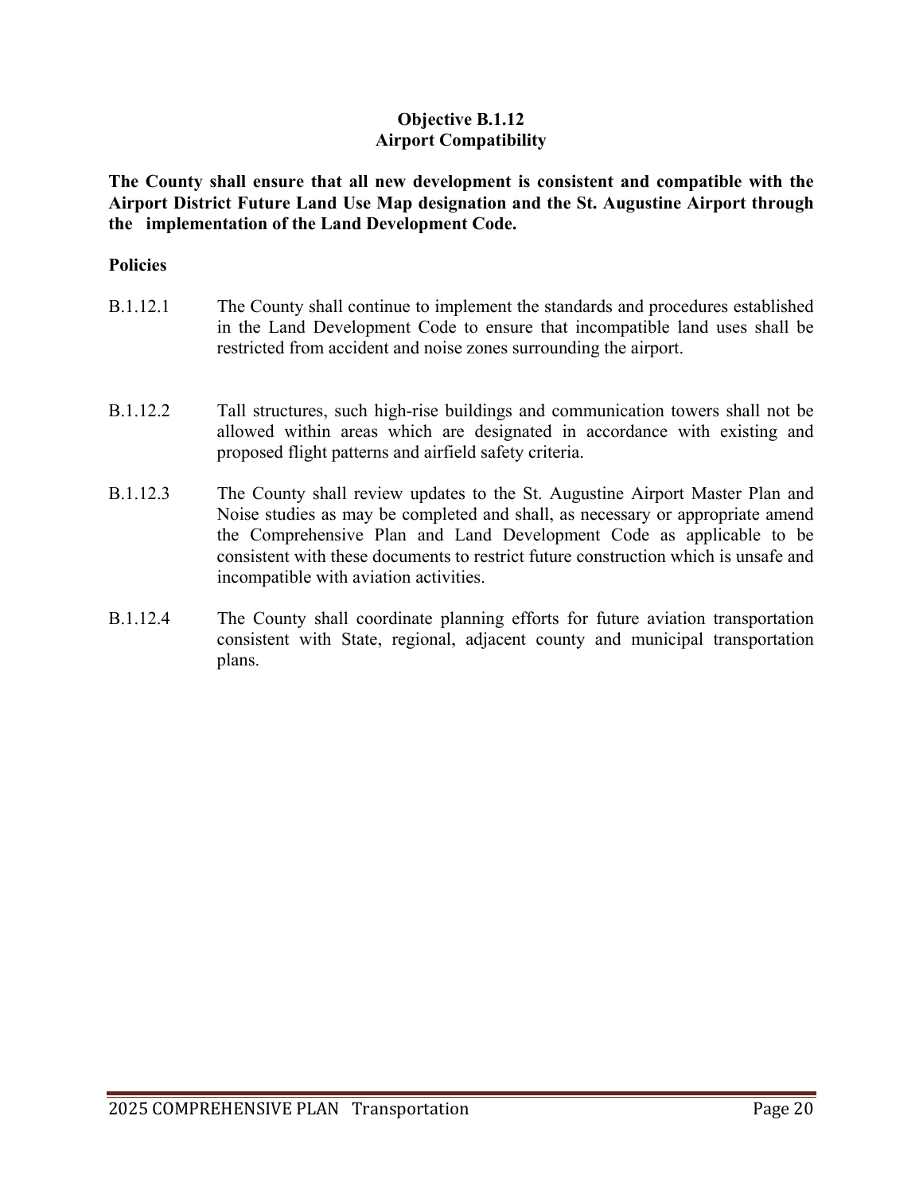### Objective B.1.12
### Airport Compatibility

**The County shall ensure that all new development is consistent and compatible with the Airport District Future Land Use Map designation and the St. Augustine Airport through the implementation of the Land Development Code.**

**Policies**

B.1.12.1 The County shall continue to implement the standards and procedures established in the Land Development Code to ensure that incompatible land uses shall be restricted from accident and noise zones surrounding the airport.

B.1.12.2 Tall structures, such high-rise buildings and communication towers shall not be allowed within areas which are designated in accordance with existing and proposed flight patterns and airfield safety criteria.

B.1.12.3 The County shall review updates to the St. Augustine Airport Master Plan and Noise studies as may be completed and shall, as necessary or appropriate amend the Comprehensive Plan and Land Development Code as applicable to be consistent with these documents to restrict future construction which is unsafe and incompatible with aviation activities.

B.1.12.4 The County shall coordinate planning efforts for future aviation transportation consistent with State, regional, adjacent county and municipal transportation plans.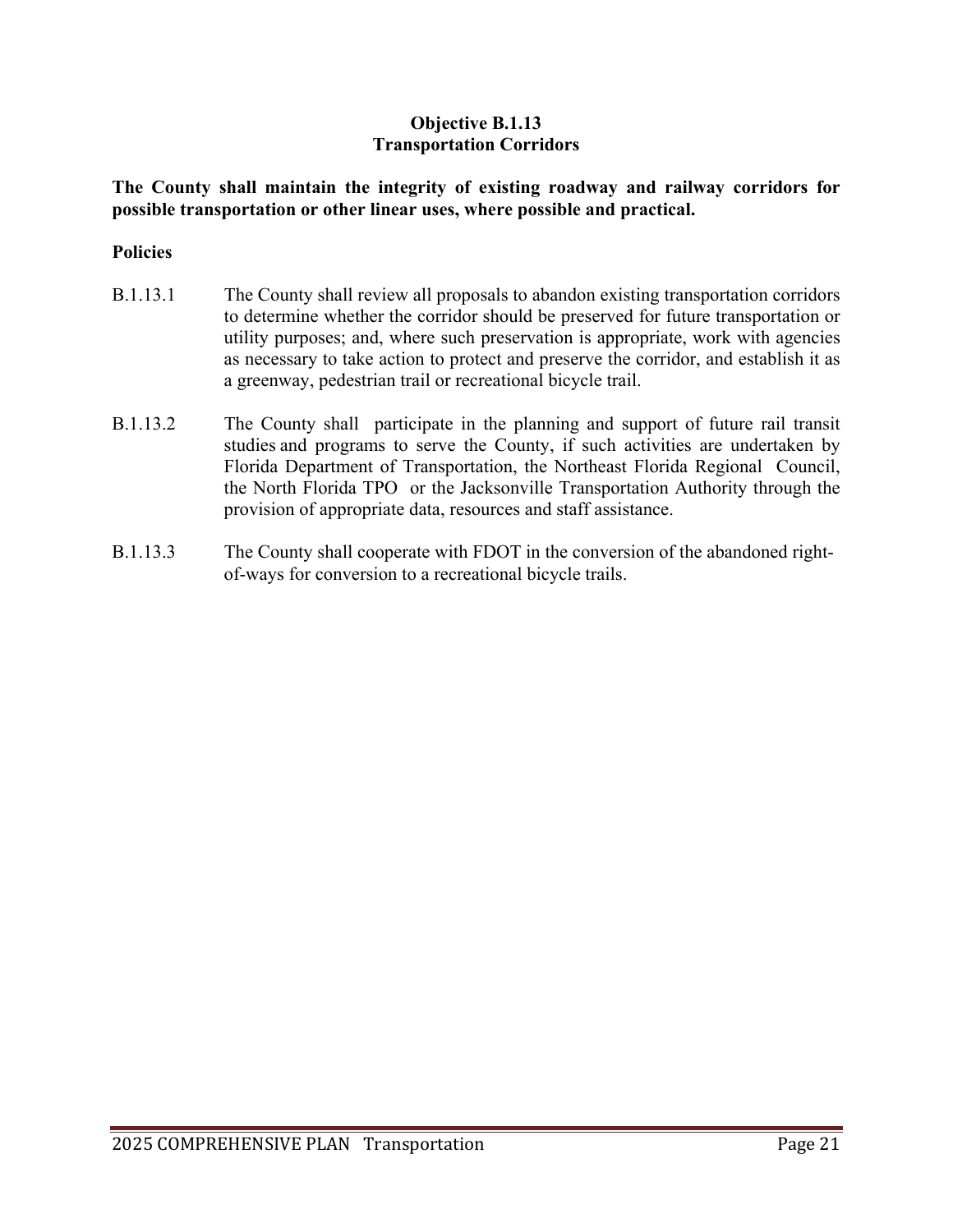## Objective B.1.13
## Transportation Corridors

**The County shall maintain the integrity of existing roadway and railway corridors for possible transportation or other linear uses, where possible and practical.**

**Policies**

B.1.13.1 The County shall review all proposals to abandon existing transportation corridors to determine whether the corridor should be preserved for future transportation or utility purposes; and, where such preservation is appropriate, work with agencies as necessary to take action to protect and preserve the corridor, and establish it as a greenway, pedestrian trail or recreational bicycle trail.

B.1.13.2 The County shall participate in the planning and support of future rail transit studies and programs to serve the County, if such activities are undertaken by Florida Department of Transportation, the Northeast Florida Regional Council, the North Florida TPO or the Jacksonville Transportation Authority through the provision of appropriate data, resources and staff assistance.

B.1.13.3 The County shall cooperate with FDOT in the conversion of the abandoned right-of-ways for conversion to a recreational bicycle trails.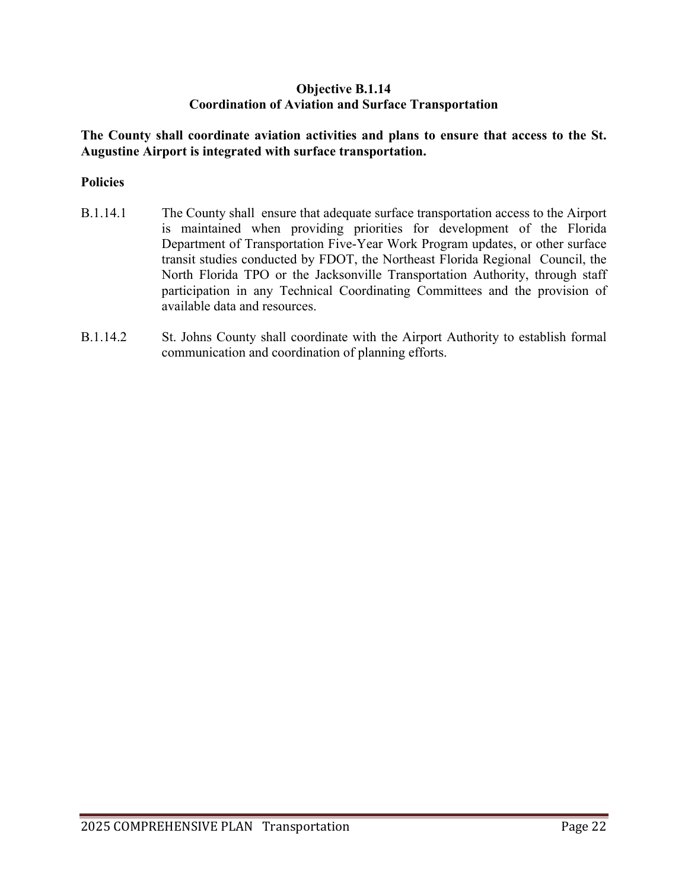## Objective B.1.14
## Coordination of Aviation and Surface Transportation

**The County shall coordinate aviation activities and plans to ensure that access to the St. Augustine Airport is integrated with surface transportation.**

**Policies**

B.1.14.1 The County shall ensure that adequate surface transportation access to the Airport is maintained when providing priorities for development of the Florida Department of Transportation Five-Year Work Program updates, or other surface transit studies conducted by FDOT, the Northeast Florida Regional Council, the North Florida TPO or the Jacksonville Transportation Authority, through staff participation in any Technical Coordinating Committees and the provision of available data and resources.

B.1.14.2 St. Johns County shall coordinate with the Airport Authority to establish formal communication and coordination of planning efforts.